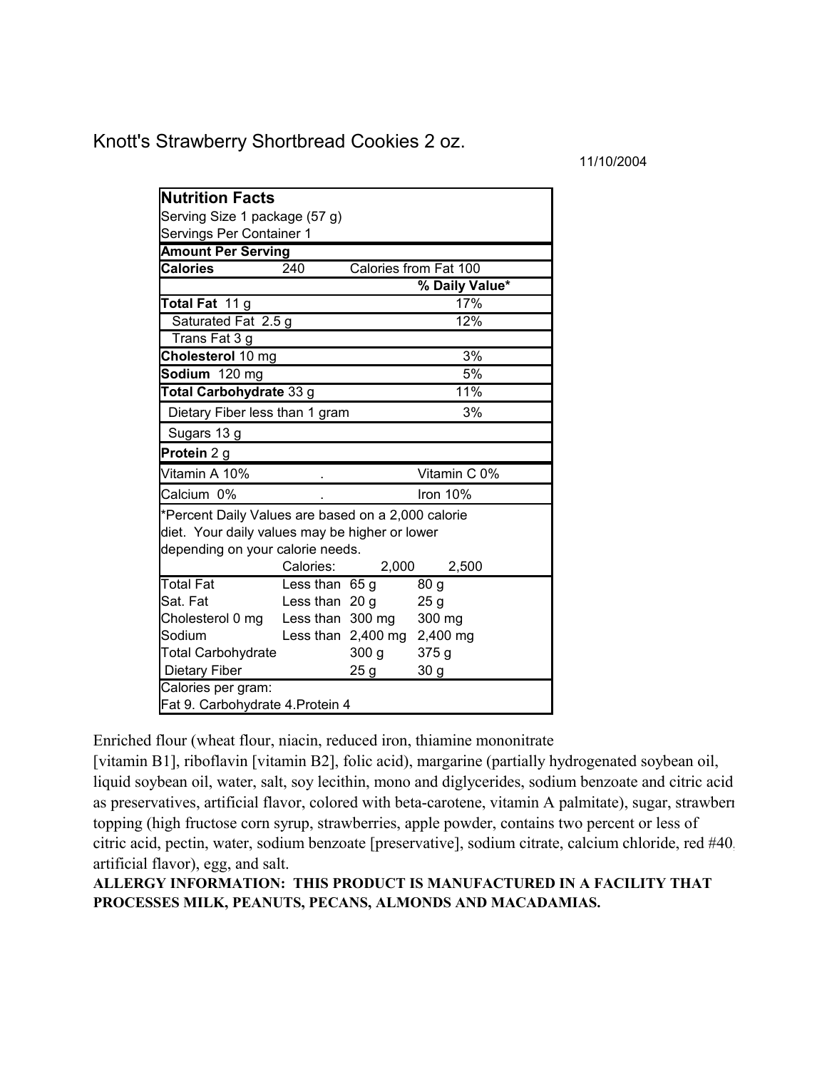Knott's Strawberry Shortbread Cookies 2 oz.

11/10/2004

| **Nutrition Facts** | | | |
|---|---|---|---|
| Serving Size 1 package (57 g) | | | |
| Servings Per Container 1 | | | |
| **Amount Per Serving** | | | |
| **Calories** | 240 | Calories from Fat 100 | |
| | | | **% Daily Value*** |
| **Total Fat** 11 g | | | 17% |
| Saturated Fat 2.5 g | | | 12% |
| Trans Fat 3 g | | | |
| **Cholesterol** 10 mg | | | 3% |
| **Sodium** 120 mg | | | 5% |
| **Total Carbohydrate** 33 g | | | 11% |
| Dietary Fiber less than 1 gram | | | 3% |
| Sugars 13 g | | | |
| **Protein** 2 g | | | |
| Vitamin A 10% | . | | Vitamin C 0% |
| Calcium 0% | . | | Iron 10% |
| *Percent Daily Values are based on a 2,000 calorie diet. Your daily values may be higher or lower depending on your calorie needs. | | | |
| | Calories: | 2,000 | 2,500 |
| Total Fat | Less than | 65 g | 80 g |
| Sat. Fat | Less than | 20 g | 25 g |
| Cholesterol 0 mg | Less than | 300 mg | 300 mg |
| Sodium | Less than | 2,400 mg | 2,400 mg |
| Total Carbohydrate | | 300 g | 375 g |
| Dietary Fiber | | 25 g | 30 g |
| Calories per gram: | | | |
| Fat 9. Carbohydrate 4.Protein 4 | | | |

Enriched flour (wheat flour, niacin, reduced iron, thiamine mononitrate [vitamin B1], riboflavin [vitamin B2], folic acid), margarine (partially hydrogenated soybean oil, liquid soybean oil, water, salt, soy lecithin, mono and diglycerides, sodium benzoate and citric acid as preservatives, artificial flavor, colored with beta-carotene, vitamin A palmitate), sugar, strawberry topping (high fructose corn syrup, strawberries, apple powder, contains two percent or less of citric acid, pectin, water, sodium benzoate [preservative], sodium citrate, calcium chloride, red #40, artificial flavor), egg, and salt.

**ALLERGY INFORMATION: THIS PRODUCT IS MANUFACTURED IN A FACILITY THAT PROCESSES MILK, PEANUTS, PECANS, ALMONDS AND MACADAMIAS.**